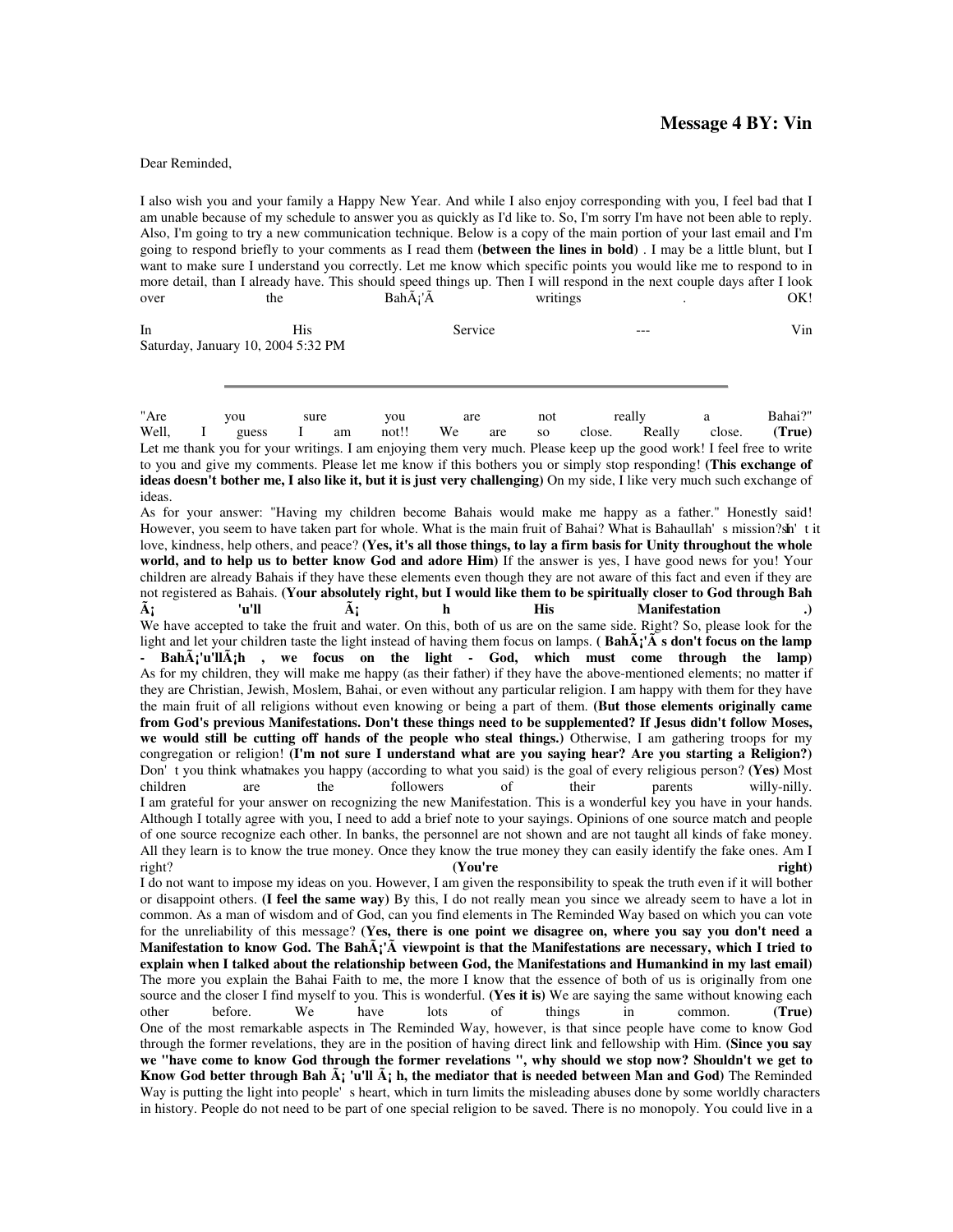## Message 4 BY: Vin

Dear Reminded,

I also wish you and your family a Happy New Year. And while I also enjoy corresponding with you, I feel bad that I am unable because of my schedule to answer you as quickly as I'd like to. So, I'm sorry I'm have not been able to reply. Also, I'm going to try a new communication technique. Below is a copy of the main portion of your last email and I'm going to respond briefly to your comments as I read them **(between the lines in bold)** . I may be a little blunt, but I want to make sure I understand you correctly. Let me know which specific points you would like me to respond to in more detail, than I already have. This should speed things up. Then I will respond in the next couple days after I look over the BahÃ¡'Ã writings . OK!

In His Service --- Vin
Saturday, January 10, 2004 5:32 PM

---

"Are you sure you are not really a Bahai?" Well, I guess I am not!! We are so close. Really close. **(True)** Let me thank you for your writings. I am enjoying them very much. Please keep up the good work! I feel free to write to you and give my comments. Please let me know if this bothers you or simply stop responding! **(This exchange of ideas doesn't bother me, I also like it, but it is just very challenging)** On my side, I like very much such exchange of ideas.

As for your answer: "Having my children become Bahais would make me happy as a father." Honestly said! However, you seem to have taken part for whole. What is the main fruit of Bahai? What is Bahaullah' s mission? Isn' t it love, kindness, help others, and peace? **(Yes, it's all those things, to lay a firm basis for Unity throughout the whole world, and to help us to better know God and adore Him)** If the answer is yes, I have good news for you! Your children are already Bahais if they have these elements even though they are not aware of this fact and even if they are not registered as Bahais. **(Your absolutely right, but I would like them to be spiritually closer to God through Bah Ã¡ 'u'll Ã¡ h His Manifestation .)**

We have accepted to take the fruit and water. On this, both of us are on the same side. Right? So, please look for the light and let your children taste the light instead of having them focus on lamps. **( BahÃ¡'Ã s don't focus on the lamp - BahÃ¡'u'llÃ¡h , we focus on the light - God, which must come through the lamp)**

As for my children, they will make me happy (as their father) if they have the above-mentioned elements; no matter if they are Christian, Jewish, Moslem, Bahai, or even without any particular religion. I am happy with them for they have the main fruit of all religions without even knowing or being a part of them. **(But those elements originally came from God's previous Manifestations. Don't these things need to be supplemented? If Jesus didn't follow Moses, we would still be cutting off hands of the people who steal things.)** Otherwise, I am gathering troops for my congregation or religion! **(I'm not sure I understand what are you saying hear? Are you starting a Religion?)** Don' t you think what makes you happy (according to what you said) is the goal of every religious person? **(Yes)** Most children are the followers of their parents willy-nilly.

I am grateful for your answer on recognizing the new Manifestation. This is a wonderful key you have in your hands. Although I totally agree with you, I need to add a brief note to your sayings. Opinions of one source match and people of one source recognize each other. In banks, the personnel are not shown and are not taught all kinds of fake money. All they learn is to know the true money. Once they know the true money they can easily identify the fake ones. Am I right? **(You're right)**

I do not want to impose my ideas on you. However, I am given the responsibility to speak the truth even if it will bother or disappoint others. **(I feel the same way)** By this, I do not really mean you since we already seem to have a lot in common. As a man of wisdom and of God, can you find elements in The Reminded Way based on which you can vote for the unreliability of this message? **(Yes, there is one point we disagree on, where you say you don't need a Manifestation to know God. The BahÃ¡'Ã viewpoint is that the Manifestations are necessary, which I tried to explain when I talked about the relationship between God, the Manifestations and Humankind in my last email)** The more you explain the Bahai Faith to me, the more I know that the essence of both of us is originally from one source and the closer I find myself to you. This is wonderful. **(Yes it is)** We are saying the same without knowing each other before. We have lots of things in common. **(True)**

One of the most remarkable aspects in The Reminded Way, however, is that since people have come to know God through the former revelations, they are in the position of having direct link and fellowship with Him. **(Since you say we "have come to know God through the former revelations ", why should we stop now? Shouldn't we get to Know God better through Bah Ã¡ 'u'll Ã¡ h, the mediator that is needed between Man and God)** The Reminded Way is putting the light into people' s heart, which in turn limits the misleading abuses done by some worldly characters in history. People do not need to be part of one special religion to be saved. There is no monopoly. You could live in a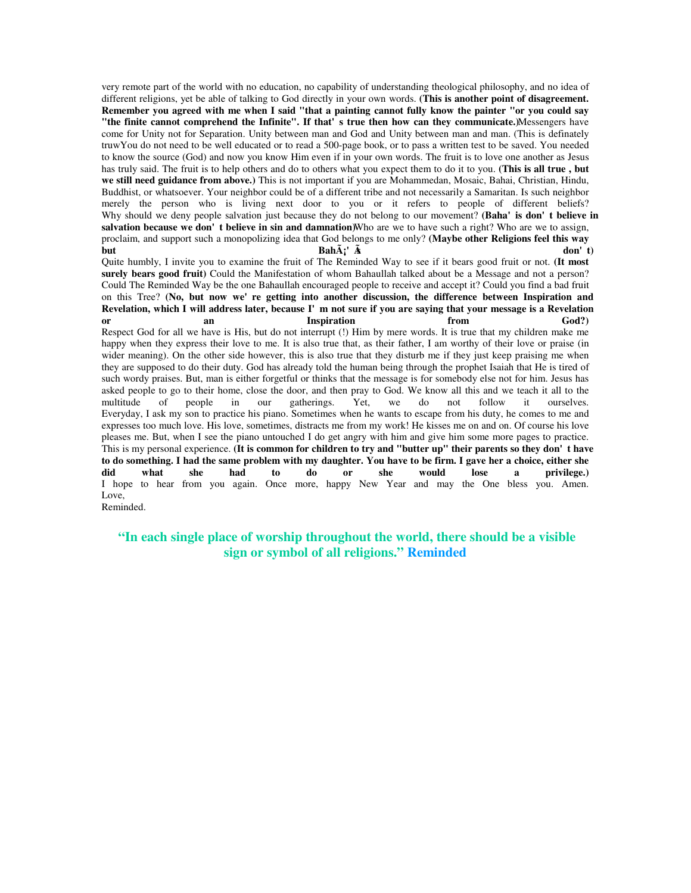very remote part of the world with no education, no capability of understanding theological philosophy, and no idea of different religions, yet be able of talking to God directly in your own words. **(This is another point of disagreement. Remember you agreed with me when I said "that a painting cannot fully know the painter "or you could say "the finite cannot comprehend the Infinite". If that' s true then how can they communicate.)**Messengers have come for Unity not for Separation. Unity between man and God and Unity between man and man. (This is definately truwYou do not need to be well educated or to read a 500-page book, or to pass a written test to be saved. You needed to know the source (God) and now you know Him even if in your own words. The fruit is to love one another as Jesus has truly said. The fruit is to help others and do to others what you expect them to do it to you. **(This is all true , but we still need guidance from above.)** This is not important if you are Mohammedan, Mosaic, Bahai, Christian, Hindu, Buddhist, or whatsoever. Your neighbor could be of a different tribe and not necessarily a Samaritan. Is such neighbor merely the person who is living next door to you or it refers to people of different beliefs? Why should we deny people salvation just because they do not belong to our movement? **(Baha' is don' t believe in salvation because we don' t believe in sin and damnation)**Who are we to have such a right? Who are we to assign, proclaim, and support such a monopolizing idea that God belongs to me only? **(Maybe other Religions feel this way but BahÃ¡' Ã don' t)**

Quite humbly, I invite you to examine the fruit of The Reminded Way to see if it bears good fruit or not. **(It most surely bears good fruit)** Could the Manifestation of whom Bahaullah talked about be a Message and not a person? Could The Reminded Way be the one Bahaullah encouraged people to receive and accept it? Could you find a bad fruit on this Tree? **(No, but now we' re getting into another discussion, the difference between Inspiration and Revelation, which I will address later, because I' m not sure if you are saying that your message is a Revelation or an Inspiration from God?)**

Respect God for all we have is His, but do not interrupt (!) Him by mere words. It is true that my children make me happy when they express their love to me. It is also true that, as their father, I am worthy of their love or praise (in wider meaning). On the other side however, this is also true that they disturb me if they just keep praising me when they are supposed to do their duty. God has already told the human being through the prophet Isaiah that He is tired of such wordy praises. But, man is either forgetful or thinks that the message is for somebody else not for him. Jesus has asked people to go to their home, close the door, and then pray to God. We know all this and we teach it all to the multitude of people in our gatherings. Yet, we do not follow it ourselves.

Everyday, I ask my son to practice his piano. Sometimes when he wants to escape from his duty, he comes to me and expresses too much love. His love, sometimes, distracts me from my work! He kisses me on and on. Of course his love pleases me. But, when I see the piano untouched I do get angry with him and give him some more pages to practice. This is my personal experience. **(It is common for children to try and "butter up" their parents so they don' t have to do something. I had the same problem with my daughter. You have to be firm. I gave her a choice, either she did what she had to do or she would lose a privilege.)**

I hope to hear from you again. Once more, happy New Year and may the One bless you. Amen.

Love,

Reminded.

**"In each single place of worship throughout the world, there should be a visible sign or symbol of all religions." Reminded**